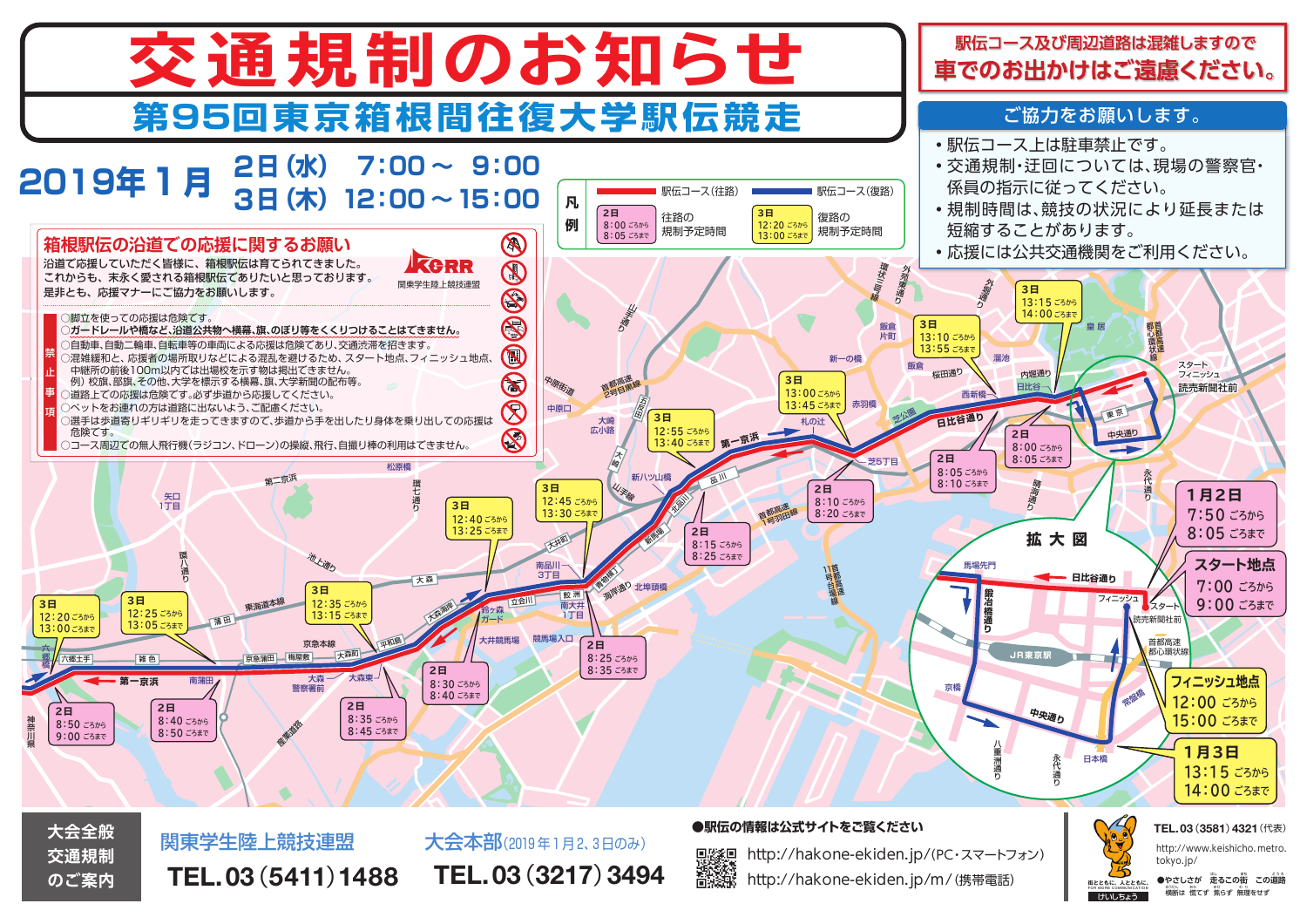# 交通規制のお知らせ

## 第95回東京箱根間往復大学駅伝競走

**駅伝コース及び周辺道路は混雑しますので車でのお出かけはご遠慮ください。**

**2019年1月**
**2日（水） 7:00～ 9:00**
**3日（木） 12:00～15:00**

### ご協力をお願いします。

- 駅伝コース上は駐車禁止です。
- 交通規制・迂回については、現場の警察官・係員の指示に従ってください。
- 規制時間は、競技の状況により延長または短縮することがあります。
- 応援には公共交通機関をご利用ください。

凡例
駅伝コース（往路）
駅伝コース（復路）
2日 8:00 ごろから 8:05 ごろまで 往路の規制予定時間
3日 12:20 ごろから 13:00 ごろまで 復路の規制予定時間

### 箱根駅伝の沿道での応援に関するお願い

沿道で応援していただく皆様に、箱根駅伝は育てられてきました。
これからも、末永く愛される箱根駅伝でありたいと思っております。
是非とも、応援マナーにご協力をお願いします。

KGRR 関東学生陸上競技連盟

禁止事項
- ○脚立を使っての応援は危険です。
- ○ガードレールや植え込みなど、沿道公共物へ横幕、旗、のぼり等をくくりつけることはできません。
- ○自動車、自動二輪車、自転車等の車両による応援は危険であり、交通渋滞を招きます。
- ○混雑緩和と、応援者の場所取りなどによる混乱を避けるため、スタート地点、フィニッシュ地点、中継所の前後100m以内では出場校を示す物は掲出できません。
  例）校旗、部旗、その他、大学を標示する横幕、旗、大学新聞の配布等。
- ○道路上での応援は危険です。必ず歩道から応援してください。
- ○ペットをお連れの方は道路に出ないよう、ご配慮ください。
- ○選手は歩道寄りギリギリを走ってきますので、歩道から手を出したり身体を乗り出しての応援は危険です。
- ○コース周辺での無人飛行機（ラジコン、ドローン）の操縦、飛行、自撮り棒の利用はできません。

3日 13:15 ごろから 14:00 ごろまで
3日 13:10 ごろから 13:55 ごろまで
3日 13:00 ごろから 13:45 ごろまで
3日 12:55 ごろから 13:40 ごろまで
3日 12:45 ごろから 13:30 ごろまで
3日 12:40 ごろから 13:25 ごろまで
3日 12:35 ごろから 13:15 ごろまで
3日 12:25 ごろから 13:05 ごろまで
3日 12:20 ごろから 13:00 ごろまで
2日 8:00 ごろから 8:05 ごろまで
2日 8:05 ごろから 8:10 ごろまで
2日 8:10 ごろから 8:20 ごろまで
2日 8:15 ごろから 8:25 ごろまで
2日 8:25 ごろから 8:35 ごろまで
2日 8:30 ごろから 8:40 ごろまで
2日 8:35 ごろから 8:45 ごろまで
2日 8:40 ごろから 8:50 ごろまで
2日 8:50 ごろから 9:00 ごろまで

拡大図
1月2日 7:50 ごろから 8:05 ごろまで
スタート地点 7:00 ごろから 9:00 ごろまで
フィニッシュ地点 12:00 ごろから 15:00 ごろまで
1月3日 13:15 ごろから 14:00 ごろまで

---

**大会全般 交通規制のご案内**

関東学生陸上競技連盟 TEL.03（5411）1488

大会本部（2019年1月2、3日のみ） TEL.03（3217）3494

●駅伝の情報は公式サイトをご覧ください
http://hakone-ekiden.jp/（PC・スマートフォン）
http://hakone-ekiden.jp/m/（携帯電話）

けいしちょう TEL.03（3581）4321（代表）
http://www.keishicho.metro.tokyo.jp/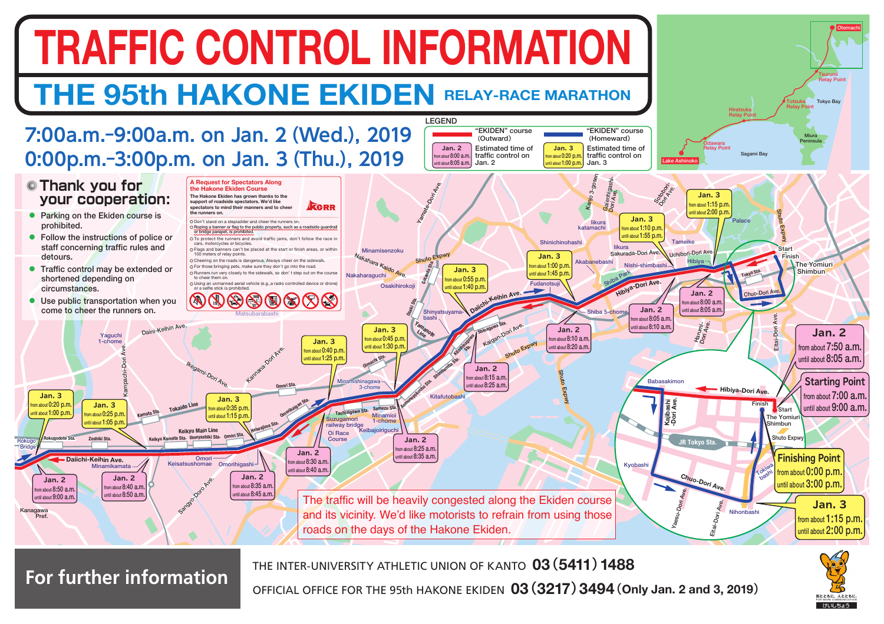# TRAFFIC CONTROL INFORMATION

## THE 95th HAKONE EKIDEN RELAY-RACE MARATHON

## 7:00a.m.–9:00a.m. on Jan. 2 (Wed.), 2019
## 0:00p.m.–3:00p.m. on Jan. 3 (Thu.), 2019

**LEGEND**

- "EKIDEN" course (Outward) — Jan. 2 from about 8:00 a.m. until about 8:05 a.m. — Estimated time of traffic control on Jan. 2
- "EKIDEN" course (Homeward) — Jan. 3 from about 0:20 p.m. until about 1:00 p.m. — Estimated time of traffic control on Jan. 3

Otemachi
Tsurumi Relay Point
Totsuka Relay Point
Hiratsuka Relay Point
Odawara Relay Point
Lake Ashinoko
Tokyo Bay
Miura Peninsula
Sagami Bay

## Thank you for your cooperation:

- Parking on the Ekiden course is prohibited.
- Follow the instructions of police or staff concerning traffic rules and detours.
- Traffic control may be extended or shortened depending on circumstances.
- Use public transportation when you come to cheer the runners on.

**A Request for Spectators Along the Hakone Ekiden Course**

The Hakone Ekiden has grown thanks to the support of roadside spectators. We'd like spectators to mind their manners and to cheer the runners on.

KGRR

- Don't stand on a stepladder and cheer the runners on.
- Roping a banner or flag to the public property, such as a roadside guardrail or bridge parapet, is prohibited.
- To protect the runners and avoid traffic jams, don't follow the race in cars, motorcycles or bicycles.
- Flags and banners can't be placed at the start or finish areas, or within 100 meters of relay points.
- Cheering on the roads is dangerous. Always cheer on the sidewalk.
- For those bringing pets, make sure they don't go into the road.
- Runners run very closely to the sidewalk, so don't step out on the course to cheer them on.
- Using an unmanned aerial vehicle (e.g.,a radio controlled device or drone) or a selfie stick is prohibited.

**Estimated times of traffic control (along the course)**

- Start / Finish (The Yomiuri Shimbun): Jan. 2 from about 7:50 a.m. until about 8:05 a.m.; Jan. 3 from about 1:15 p.m. until about 2:00 p.m.
- Starting Point: from about 7:00 a.m. until about 9:00 a.m.
- Finishing Point: from about 0:00 p.m. until about 3:00 p.m.
- Hibiya area: Jan. 3 from about 1:15 p.m. until about 2:00 p.m.; Jan. 2 from about 8:00 a.m. until about 8:05 a.m.
- Sakurada-Dori Ave.: Jan. 3 from about 1:10 p.m. until about 1:55 p.m.
- Shiba Park: Jan. 3 from about 1:00 p.m. until about 1:45 p.m.; Jan. 2 from about 8:05 a.m. until about 8:10 a.m.
- Fudanotsuji: Jan. 3 from about 0:55 p.m. until about 1:40 p.m.; Jan. 2 from about 8:10 a.m. until about 8:20 a.m.
- Shinagawa: Jan. 3 from about 0:45 p.m. until about 1:30 p.m.; Jan. 2 from about 8:15 a.m. until about 8:25 a.m.
- Minamishinagawa 3-chome: Jan. 3 from about 0:40 p.m. until about 1:25 p.m.; Jan. 2 from about 8:25 a.m. until about 8:35 a.m.
- Suzugamori: Jan. 2 from about 8:30 a.m. until about 8:40 a.m.
- Omori: Jan. 3 from about 0:35 p.m. until about 1:15 p.m.; Jan. 2 from about 8:35 a.m. until about 8:45 a.m.
- Kamata: Jan. 3 from about 0:25 p.m. until about 1:05 p.m.; Jan. 2 from about 8:40 a.m. until about 8:50 a.m.
- Rokugo Bridge: Jan. 3 from about 0:20 p.m. until about 1:00 p.m.; Jan. 2 from about 8:50 a.m. until about 9:00 a.m.

Otemachi, Palace, Hibiya, Tameike, Uchibori-Dori Ave., Sakurada-Dori Ave., Iikura, Iikura katamachi, Nishi-shimbashi, Shiba Park, Hibiya-Dori Ave., Shiba 5-chome, Akabanebashi, Shinichinohashi, Fudanotsuji, Daiichi-Keihin Ave., Shinyatsuyamabashi, Shinagawa Sta., Kitashinagawa Sta., Kaigan-Dori Ave., Shuto Expwy, Minamisenzoku, Nakahara Kaido Ave., Nakaharaguchi, Osakihirokoji, Yamate-Dori Ave., Gotanda Sta., Osaki Sta., Yamanote Line, Matsubarabashi, Yaguchi 1-chome, Daini-Keihin Ave., Kampachi-Dori Ave., Ikegami-Dori Ave., Kannana-Dori Ave., Omori Sta., Omorikaigan Sta., Heiwajima Sta., Tachiaigawa Sta., Samezu Sta., Aomonoyokocho Sta., Kitafutobashi, Minamishinagawa 3-chome, Suzugamori railway bridge, Oi Race Course, Minamioi 1-chome, Keibajoiriguchi, Tokyo Line, Kamata Sta., Keikyu Main Line, Keikyu Kamata Sta., Umeyashiki Sta., Omori Sta., Rokugodote Sta., Zoshiki Sta., Rokugo Bridge, Daiichi-Keihin Ave., Minamikamata, Omori, Keisatsushomae, Omorihigashi, Sangyo-Doro Ave., Kanagawa Pref., Kanto 3-goseki, Gaienhigashi-Dori Ave., Sotobori-Dori Ave., Harumi-Dori Ave., Eitai-Dori Ave., Tokyo Sta., Chuo-Dori Ave., The Yomiuri Shimbun

Babasakimon, Hibiya-Dori Ave., Finish, Start, The Yomiuri Shimbun, Kajibashi-Dori Ave., JR Tokyo Sta., Shuto Expwy, Kyobashi, Chuo-Dori Ave., Tokiwabashi, Yaesu-Dori Ave., Eitai-Dori Ave., Nihonbashi

The traffic will be heavily congested along the Ekiden course and its vicinity. We'd like motorists to refrain from using those roads on the days of the Hakone Ekiden.

## For further information

THE INTER-UNIVERSITY ATHLETIC UNION OF KANTO **03 (5411) 1488**

OFFICIAL OFFICE FOR THE 95th HAKONE EKIDEN **03 (3217) 3494 (Only Jan. 2 and 3, 2019)**

都民とともに、人とともに。 FOR MORE COMMUNICATION けいしちょう